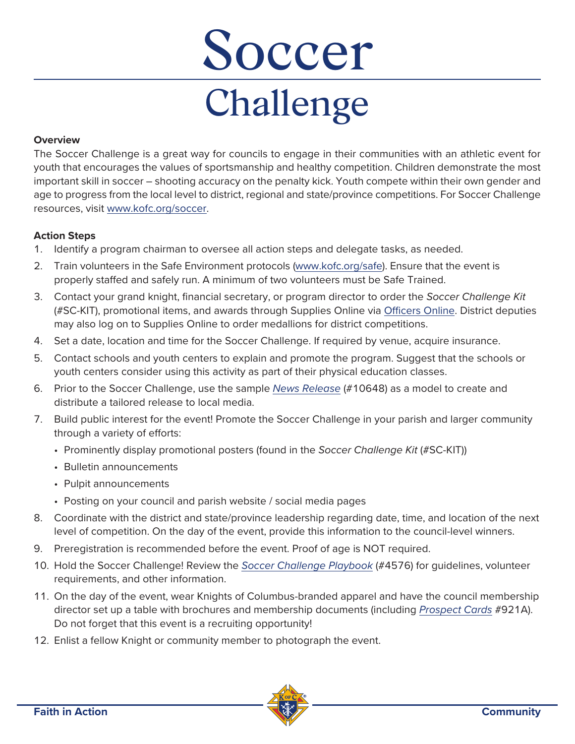# Soccer Challenge

**Overview**

The Soccer Challenge is a great way for councils to engage in their communities with an athletic event for youth that encourages the values of sportsmanship and healthy competition. Children demonstrate the most important skill in soccer – shooting accuracy on the penalty kick. Youth compete within their own gender and age to progress from the local level to district, regional and state/province competitions. For Soccer Challenge resources, visit www.kofc.org/soccer.

**Action Steps**

1. Identify a program chairman to oversee all action steps and delegate tasks, as needed.
2. Train volunteers in the Safe Environment protocols (www.kofc.org/safe). Ensure that the event is properly staffed and safely run. A minimum of two volunteers must be Safe Trained.
3. Contact your grand knight, financial secretary, or program director to order the *Soccer Challenge Kit* (#SC-KIT), promotional items, and awards through Supplies Online via Officers Online. District deputies may also log on to Supplies Online to order medallions for district competitions.
4. Set a date, location and time for the Soccer Challenge. If required by venue, acquire insurance.
5. Contact schools and youth centers to explain and promote the program. Suggest that the schools or youth centers consider using this activity as part of their physical education classes.
6. Prior to the Soccer Challenge, use the sample *News Release* (#10648) as a model to create and distribute a tailored release to local media.
7. Build public interest for the event! Promote the Soccer Challenge in your parish and larger community through a variety of efforts:
   - Prominently display promotional posters (found in the *Soccer Challenge Kit* (#SC-KIT))
   - Bulletin announcements
   - Pulpit announcements
   - Posting on your council and parish website / social media pages
8. Coordinate with the district and state/province leadership regarding date, time, and location of the next level of competition. On the day of the event, provide this information to the council-level winners.
9. Preregistration is recommended before the event. Proof of age is NOT required.
10. Hold the Soccer Challenge! Review the *Soccer Challenge Playbook* (#4576) for guidelines, volunteer requirements, and other information.
11. On the day of the event, wear Knights of Columbus-branded apparel and have the council membership director set up a table with brochures and membership documents (including *Prospect Cards* #921A). Do not forget that this event is a recruiting opportunity!
12. Enlist a fellow Knight or community member to photograph the event.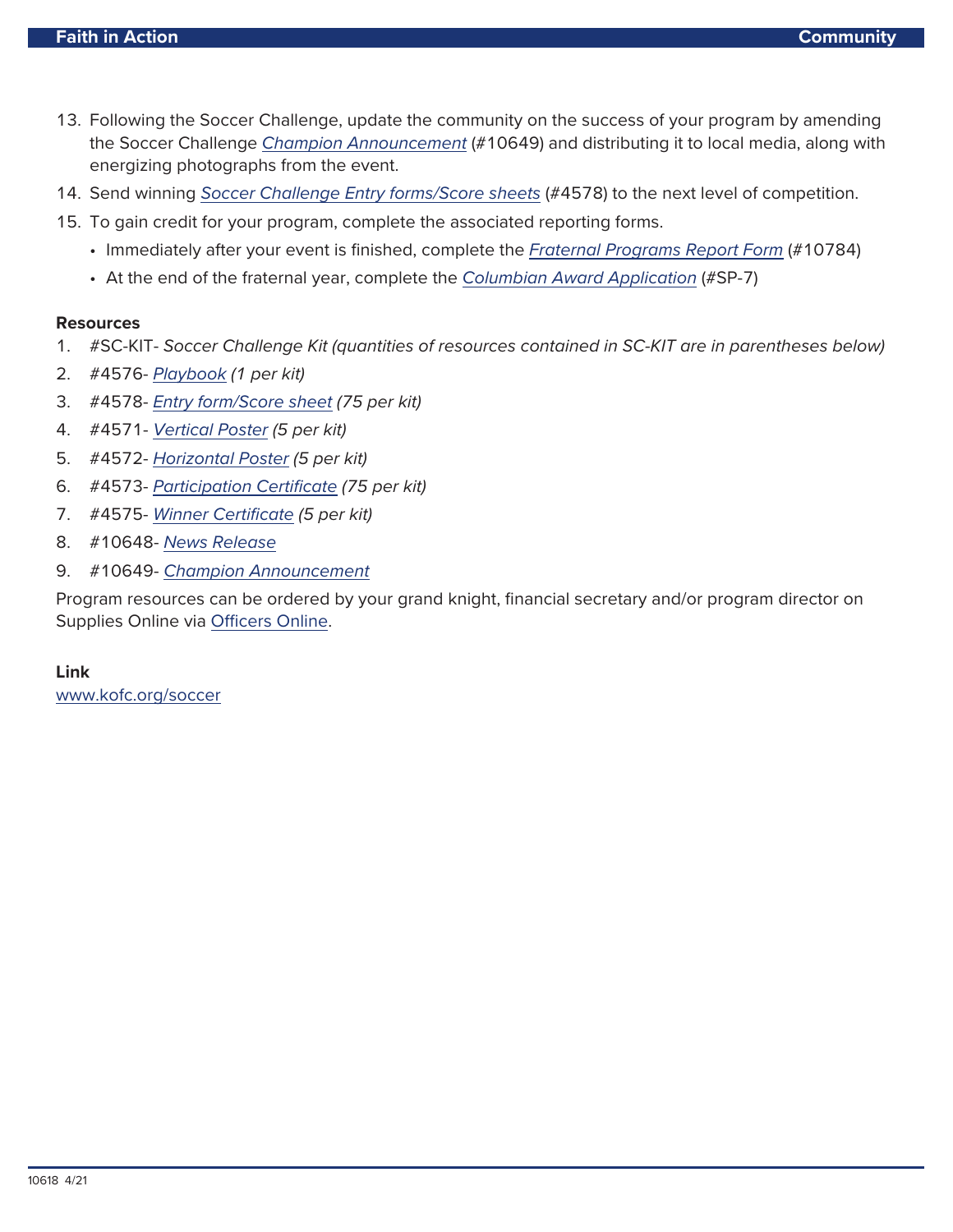13. Following the Soccer Challenge, update the community on the success of your program by amending the Soccer Challenge *Champion Announcement* (#10649) and distributing it to local media, along with energizing photographs from the event.
14. Send winning *Soccer Challenge Entry forms/Score sheets* (#4578) to the next level of competition.
15. To gain credit for your program, complete the associated reporting forms.
    - Immediately after your event is finished, complete the *Fraternal Programs Report Form* (#10784)
    - At the end of the fraternal year, complete the *Columbian Award Application* (#SP-7)

**Resources**

1. #SC-KIT- *Soccer Challenge Kit (quantities of resources contained in SC-KIT are in parentheses below)*
2. #4576- *Playbook (1 per kit)*
3. #4578- *Entry form/Score sheet (75 per kit)*
4. #4571- *Vertical Poster (5 per kit)*
5. #4572- *Horizontal Poster (5 per kit)*
6. #4573- *Participation Certificate (75 per kit)*
7. #4575- *Winner Certificate (5 per kit)*
8. #10648- *News Release*
9. #10649- *Champion Announcement*

Program resources can be ordered by your grand knight, financial secretary and/or program director on Supplies Online via Officers Online.

**Link**

www.kofc.org/soccer

10618 4/21